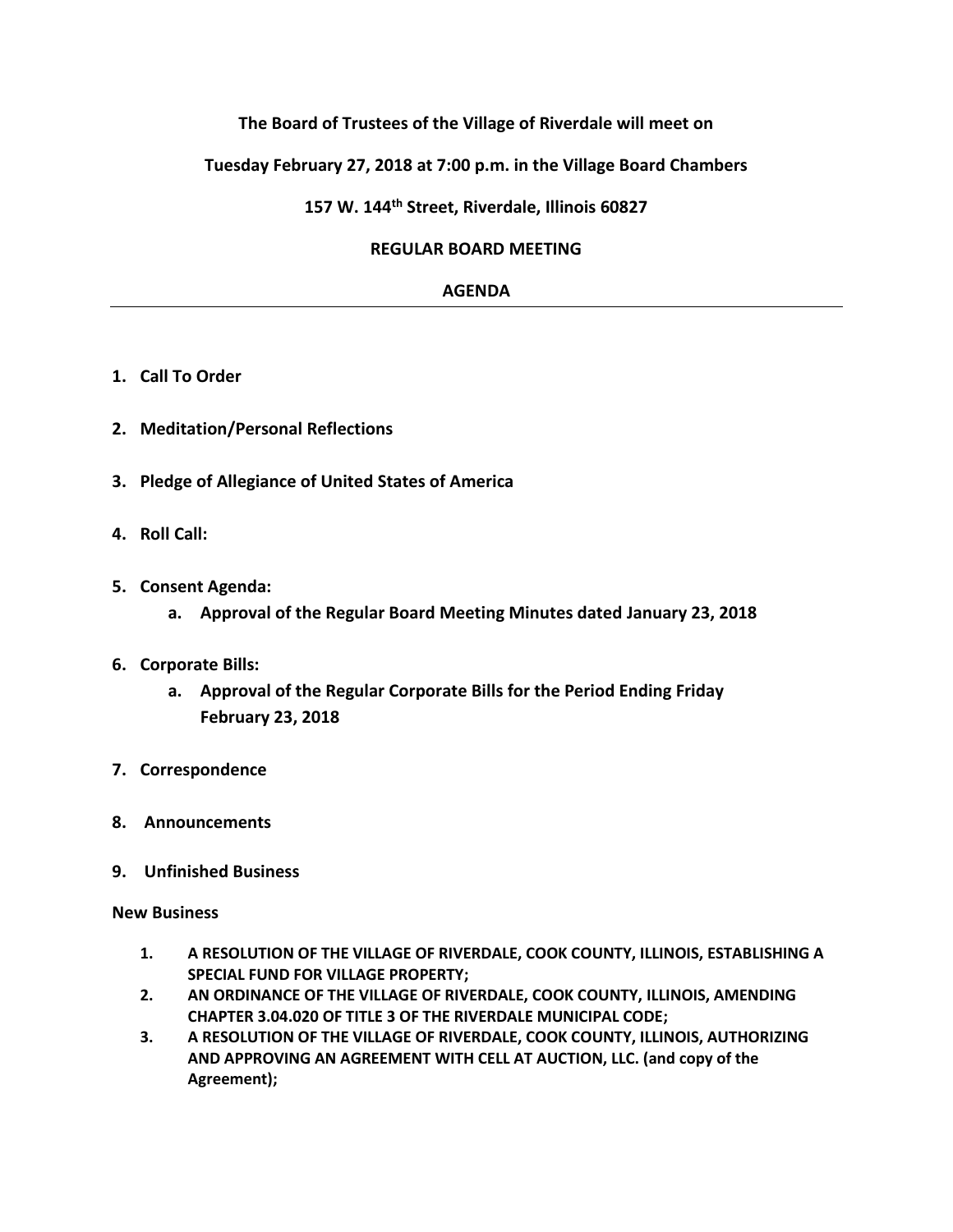**The Board of Trustees of the Village of Riverdale will meet on**

**Tuesday February 27, 2018 at 7:00 p.m. in the Village Board Chambers**

**157 W. 144th Street, Riverdale, Illinois 60827**

**REGULAR BOARD MEETING**

**AGENDA**

---

1. **Call To Order**

2. **Meditation/Personal Reflections**

3. **Pledge of Allegiance of United States of America**

4. **Roll Call:**

5. **Consent Agenda:**
   a. **Approval of the Regular Board Meeting Minutes dated January 23, 2018**

6. **Corporate Bills:**
   a. **Approval of the Regular Corporate Bills for the Period Ending Friday February 23, 2018**

7. **Correspondence**

8. **Announcements**

9. **Unfinished Business**

**New Business**

1. **A RESOLUTION OF THE VILLAGE OF RIVERDALE, COOK COUNTY, ILLINOIS, ESTABLISHING A SPECIAL FUND FOR VILLAGE PROPERTY;**
2. **AN ORDINANCE OF THE VILLAGE OF RIVERDALE, COOK COUNTY, ILLINOIS, AMENDING CHAPTER 3.04.020 OF TITLE 3 OF THE RIVERDALE MUNICIPAL CODE;**
3. **A RESOLUTION OF THE VILLAGE OF RIVERDALE, COOK COUNTY, ILLINOIS, AUTHORIZING AND APPROVING AN AGREEMENT WITH CELL AT AUCTION, LLC. (and copy of the Agreement);**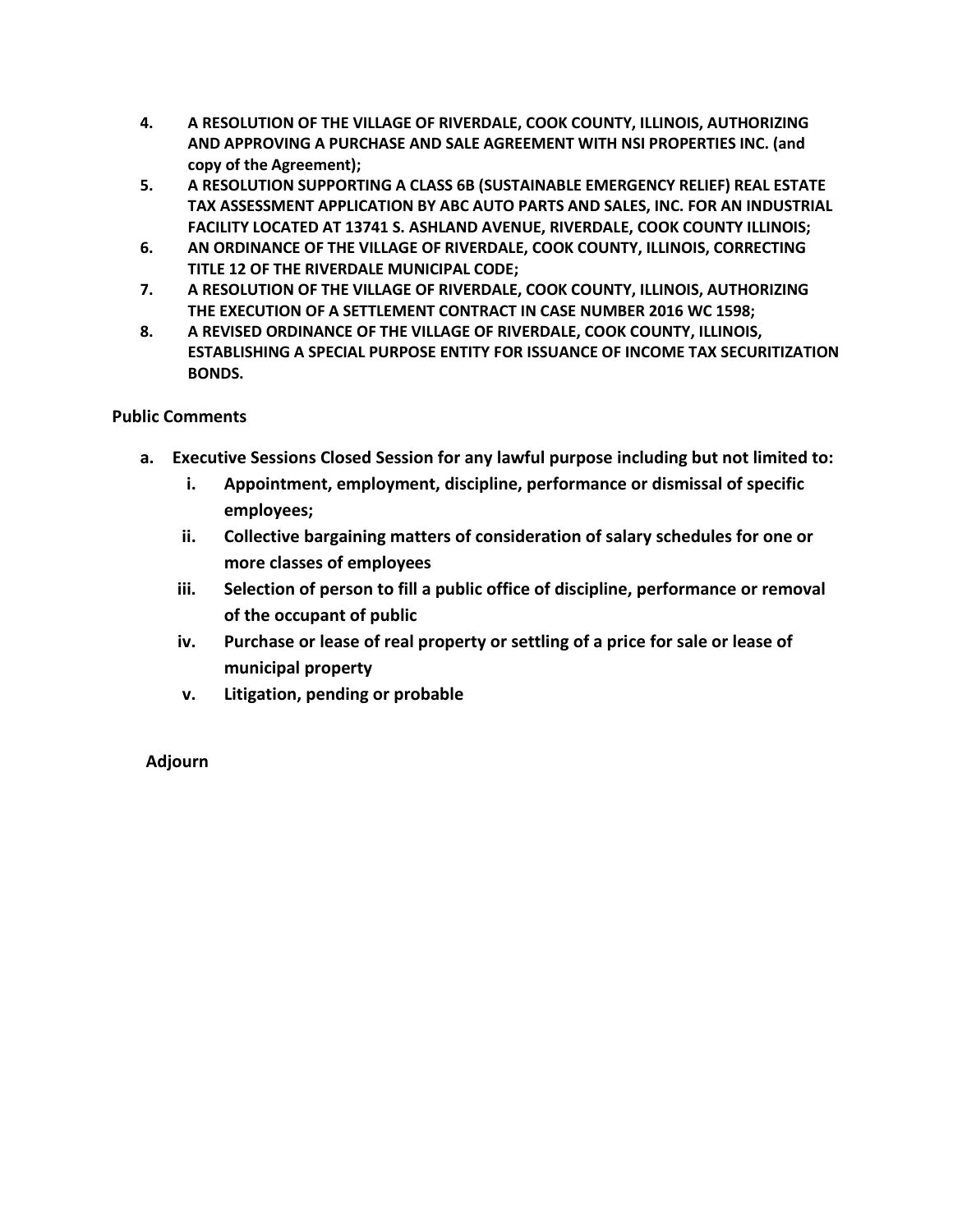4. **A RESOLUTION OF THE VILLAGE OF RIVERDALE, COOK COUNTY, ILLINOIS, AUTHORIZING AND APPROVING A PURCHASE AND SALE AGREEMENT WITH NSI PROPERTIES INC. (and copy of the Agreement);**
5. **A RESOLUTION SUPPORTING A CLASS 6B (SUSTAINABLE EMERGENCY RELIEF) REAL ESTATE TAX ASSESSMENT APPLICATION BY ABC AUTO PARTS AND SALES, INC. FOR AN INDUSTRIAL FACILITY LOCATED AT 13741 S. ASHLAND AVENUE, RIVERDALE, COOK COUNTY ILLINOIS;**
6. **AN ORDINANCE OF THE VILLAGE OF RIVERDALE, COOK COUNTY, ILLINOIS, CORRECTING TITLE 12 OF THE RIVERDALE MUNICIPAL CODE;**
7. **A RESOLUTION OF THE VILLAGE OF RIVERDALE, COOK COUNTY, ILLINOIS, AUTHORIZING THE EXECUTION OF A SETTLEMENT CONTRACT IN CASE NUMBER 2016 WC 1598;**
8. **A REVISED ORDINANCE OF THE VILLAGE OF RIVERDALE, COOK COUNTY, ILLINOIS, ESTABLISHING A SPECIAL PURPOSE ENTITY FOR ISSUANCE OF INCOME TAX SECURITIZATION BONDS.**

**Public Comments**

a. **Executive Sessions Closed Session for any lawful purpose including but not limited to:**
   i. **Appointment, employment, discipline, performance or dismissal of specific employees;**
   ii. **Collective bargaining matters of consideration of salary schedules for one or more classes of employees**
   iii. **Selection of person to fill a public office of discipline, performance or removal of the occupant of public**
   iv. **Purchase or lease of real property or settling of a price for sale or lease of municipal property**
   v. **Litigation, pending or probable**

**Adjourn**